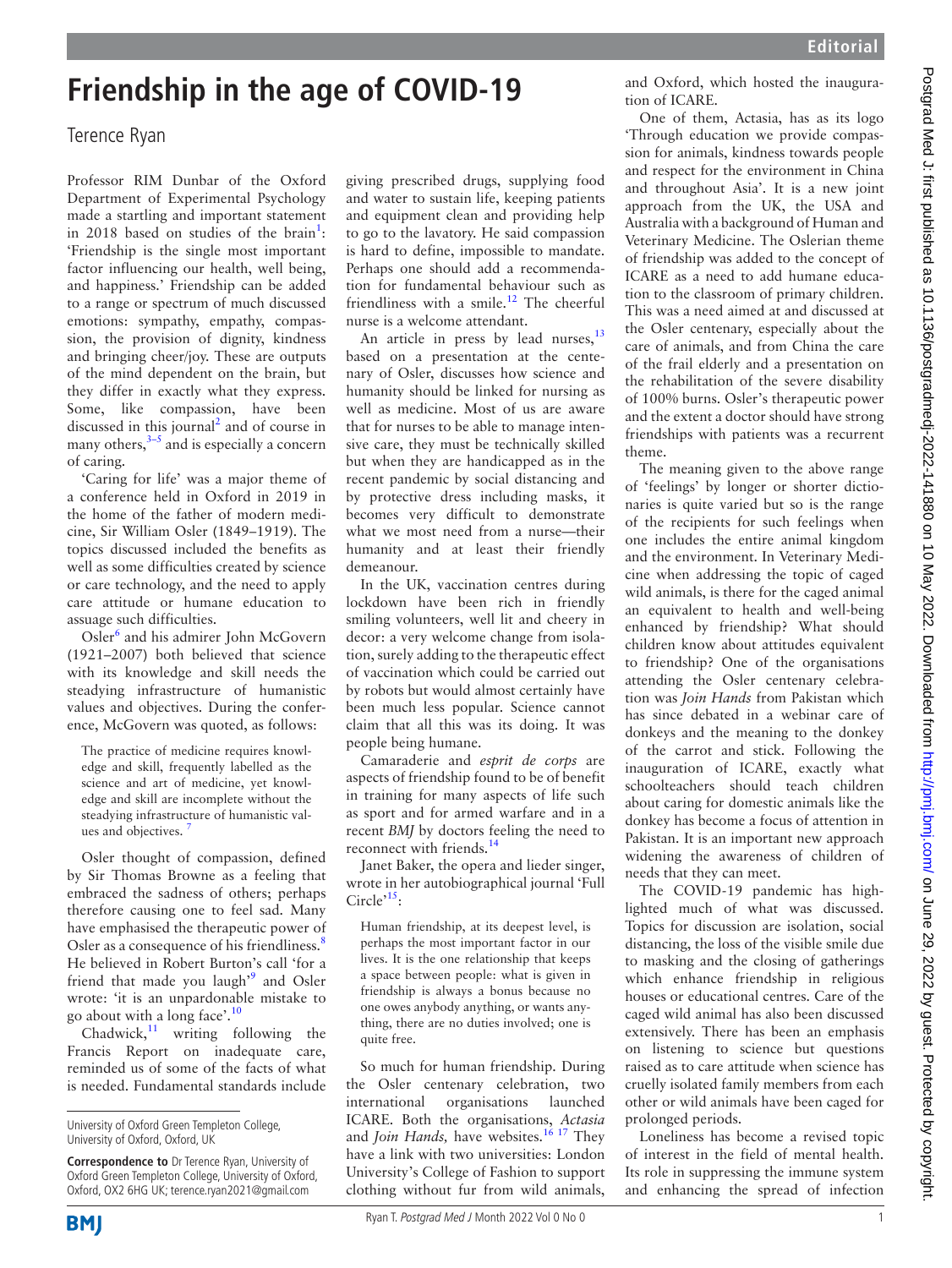# Friendship in the age of COVID-19

Terence Ryan

Professor RIM Dunbar of the Oxford Department of Experimental Psychology made a startling and important statement in 2018 based on studies of the brain[1]: 'Friendship is the single most important factor influencing our health, well being, and happiness.' Friendship can be added to a range or spectrum of much discussed emotions: sympathy, empathy, compassion, the provision of dignity, kindness and bringing cheer/joy. These are outputs of the mind dependent on the brain, but they differ in exactly what they express. Some, like compassion, have been discussed in this journal[2] and of course in many others,[3–5] and is especially a concern of caring.

'Caring for life' was a major theme of a conference held in Oxford in 2019 in the home of the father of modern medicine, Sir William Osler (1849–1919). The topics discussed included the benefits as well as some difficulties created by science or care technology, and the need to apply care attitude or humane education to assuage such difficulties.

Osler[6] and his admirer John McGovern (1921–2007) both believed that science with its knowledge and skill needs the steadying infrastructure of humanistic values and objectives. During the conference, McGovern was quoted, as follows:

> The practice of medicine requires knowledge and skill, frequently labelled as the science and art of medicine, yet knowledge and skill are incomplete without the steadying infrastructure of humanistic values and objectives. [7]

Osler thought of compassion, defined by Sir Thomas Browne as a feeling that embraced the sadness of others; perhaps therefore causing one to feel sad. Many have emphasised the therapeutic power of Osler as a consequence of his friendliness.[8] He believed in Robert Burton's call 'for a friend that made you laugh'[9] and Osler wrote: 'it is an unpardonable mistake to go about with a long face'.[10]

Chadwick,[11] writing following the Francis Report on inadequate care, reminded us of some of the facts of what is needed. Fundamental standards include giving prescribed drugs, supplying food and water to sustain life, keeping patients and equipment clean and providing help to go to the lavatory. He said compassion is hard to define, impossible to mandate. Perhaps one should add a recommendation for fundamental behaviour such as friendliness with a smile.[12] The cheerful nurse is a welcome attendant.

An article in press by lead nurses,[13] based on a presentation at the centenary of Osler, discusses how science and humanity should be linked for nursing as well as medicine. Most of us are aware that for nurses to be able to manage intensive care, they must be technically skilled but when they are handicapped as in the recent pandemic by social distancing and by protective dress including masks, it becomes very difficult to demonstrate what we most need from a nurse—their humanity and at least their friendly demeanour.

In the UK, vaccination centres during lockdown have been rich in friendly smiling volunteers, well lit and cheery in decor: a very welcome change from isolation, surely adding to the therapeutic effect of vaccination which could be carried out by robots but would almost certainly have been much less popular. Science cannot claim that all this was its doing. It was people being humane.

Camaraderie and *esprit de corps* are aspects of friendship found to be of benefit in training for many aspects of life such as sport and for armed warfare and in a recent *BMJ* by doctors feeling the need to reconnect with friends.[14]

Janet Baker, the opera and lieder singer, wrote in her autobiographical journal 'Full Circle'[15]:

> Human friendship, at its deepest level, is perhaps the most important factor in our lives. It is the one relationship that keeps a space between people: what is given in friendship is always a bonus because no one owes anybody anything, or wants anything, there are no duties involved; one is quite free.

So much for human friendship. During the Osler centenary celebration, two international organisations launched ICARE. Both the organisations, *Actasia* and *Join Hands,* have websites.[16 17] They have a link with two universities: London University's College of Fashion to support clothing without fur from wild animals, and Oxford, which hosted the inauguration of ICARE.

One of them, Actasia, has as its logo 'Through education we provide compassion for animals, kindness towards people and respect for the environment in China and throughout Asia'. It is a new joint approach from the UK, the USA and Australia with a background of Human and Veterinary Medicine. The Oslerian theme of friendship was added to the concept of ICARE as a need to add humane education to the classroom of primary children. This was a need aimed at and discussed at the Osler centenary, especially about the care of animals, and from China the care of the frail elderly and a presentation on the rehabilitation of the severe disability of 100% burns. Osler's therapeutic power and the extent a doctor should have strong friendships with patients was a recurrent theme.

The meaning given to the above range of 'feelings' by longer or shorter dictionaries is quite varied but so is the range of the recipients for such feelings when one includes the entire animal kingdom and the environment. In Veterinary Medicine when addressing the topic of caged wild animals, is there for the caged animal an equivalent to health and well-being enhanced by friendship? What should children know about attitudes equivalent to friendship? One of the organisations attending the Osler centenary celebration was *Join Hands* from Pakistan which has since debated in a webinar care of donkeys and the meaning to the donkey of the carrot and stick. Following the inauguration of ICARE, exactly what schoolteachers should teach children about caring for domestic animals like the donkey has become a focus of attention in Pakistan. It is an important new approach widening the awareness of children of needs that they can meet.

The COVID-19 pandemic has highlighted much of what was discussed. Topics for discussion are isolation, social distancing, the loss of the visible smile due to masking and the closing of gatherings which enhance friendship in religious houses or educational centres. Care of the caged wild animal has also been discussed extensively. There has been an emphasis on listening to science but questions raised as to care attitude when science has cruelly isolated family members from each other or wild animals have been caged for prolonged periods.

Loneliness has become a revised topic of interest in the field of mental health. Its role in suppressing the immune system and enhancing the spread of infection

---

University of Oxford Green Templeton College, University of Oxford, Oxford, UK

**Correspondence to** Dr Terence Ryan, University of Oxford Green Templeton College, University of Oxford, Oxford, OX2 6HG UK; terence.ryan2021@gmail.com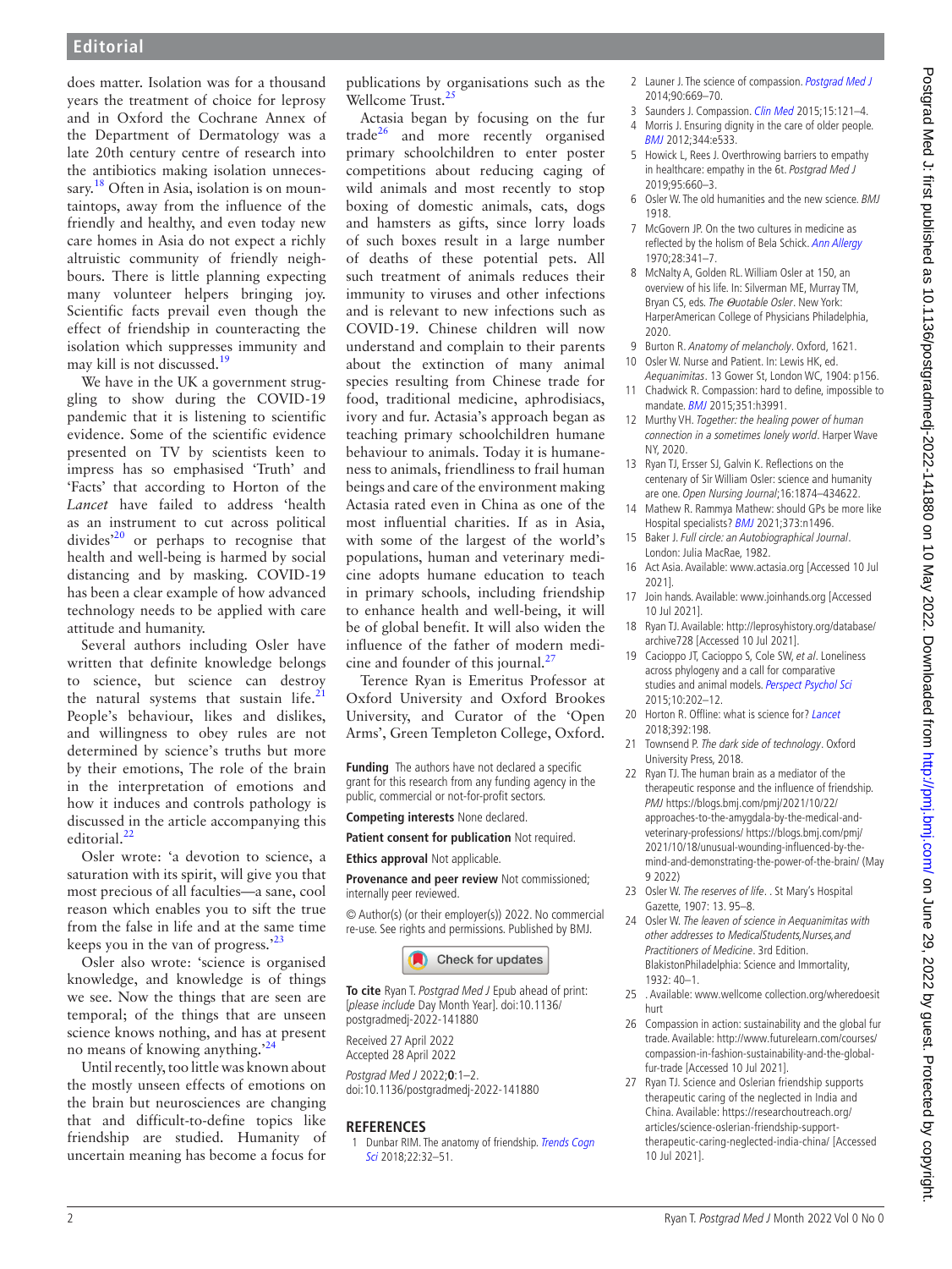does matter. Isolation was for a thousand years the treatment of choice for leprosy and in Oxford the Cochrane Annex of the Department of Dermatology was a late 20th century centre of research into the antibiotics making isolation unnecessary.[18] Often in Asia, isolation is on mountaintops, away from the influence of the friendly and healthy, and even today new care homes in Asia do not expect a richly altruistic community of friendly neighbours. There is little planning expecting many volunteer helpers bringing joy. Scientific facts prevail even though the effect of friendship in counteracting the isolation which suppresses immunity and may kill is not discussed.[19]

We have in the UK a government struggling to show during the COVID-19 pandemic that it is listening to scientific evidence. Some of the scientific evidence presented on TV by scientists keen to impress has so emphasised 'Truth' and 'Facts' that according to Horton of the *Lancet* have failed to address 'health as an instrument to cut across political divides'[20] or perhaps to recognise that health and well-being is harmed by social distancing and by masking. COVID-19 has been a clear example of how advanced technology needs to be applied with care attitude and humanity.

Several authors including Osler have written that definite knowledge belongs to science, but science can destroy the natural systems that sustain life.[21] People's behaviour, likes and dislikes, and willingness to obey rules are not determined by science's truths but more by their emotions, The role of the brain in the interpretation of emotions and how it induces and controls pathology is discussed in the article accompanying this editorial.[22]

Osler wrote: 'a devotion to science, a saturation with its spirit, will give you that most precious of all faculties—a sane, cool reason which enables you to sift the true from the false in life and at the same time keeps you in the van of progress.'[23]

Osler also wrote: 'science is organised knowledge, and knowledge is of things we see. Now the things that are seen are temporal; of the things that are unseen science knows nothing, and has at present no means of knowing anything.'[24]

Until recently, too little was known about the mostly unseen effects of emotions on the brain but neurosciences are changing that and difficult-to-define topics like friendship are studied. Humanity of uncertain meaning has become a focus for publications by organisations such as the Wellcome Trust.[25]

Actasia began by focusing on the fur trade[26] and more recently organised primary schoolchildren to enter poster competitions about reducing caging of wild animals and most recently to stop boxing of domestic animals, cats, dogs and hamsters as gifts, since lorry loads of such boxes result in a large number of deaths of these potential pets. All such treatment of animals reduces their immunity to viruses and other infections and is relevant to new infections such as COVID-19. Chinese children will now understand and complain to their parents about the extinction of many animal species resulting from Chinese trade for food, traditional medicine, aphrodisiacs, ivory and fur. Actasia's approach began as teaching primary schoolchildren humane behaviour to animals. Today it is humaneness to animals, friendliness to frail human beings and care of the environment making Actasia rated even in China as one of the most influential charities. If as in Asia, with some of the largest of the world's populations, human and veterinary medicine adopts humane education to teach in primary schools, including friendship to enhance health and well-being, it will be of global benefit. It will also widen the influence of the father of modern medicine and founder of this journal.[27]

Terence Ryan is Emeritus Professor at Oxford University and Oxford Brookes University, and Curator of the 'Open Arms', Green Templeton College, Oxford.

**Funding** The authors have not declared a specific grant for this research from any funding agency in the public, commercial or not-for-profit sectors.

**Competing interests** None declared.

**Patient consent for publication** Not required.

**Ethics approval** Not applicable.

**Provenance and peer review** Not commissioned; internally peer reviewed.

© Author(s) (or their employer(s)) 2022. No commercial re-use. See rights and permissions. Published by BMJ.

**To cite** Ryan T. *Postgrad Med J* Epub ahead of print: [*please include* Day Month Year]. doi:10.1136/postgradmedj-2022-141880

Received 27 April 2022
Accepted 28 April 2022

*Postgrad Med J* 2022;**0**:1–2.
doi:10.1136/postgradmedj-2022-141880

## REFERENCES

1. Dunbar RIM. The anatomy of friendship. *Trends Cogn Sci* 2018;22:32–51.
2. Launer J. The science of compassion. *Postgrad Med J* 2014;90:669–70.
3. Saunders J. Compassion. *Clin Med* 2015;15:121–4.
4. Morris J. Ensuring dignity in the care of older people. *BMJ* 2012;344:e533.
5. Howick L, Rees J. Overthrowing barriers to empathy in healthcare: empathy in the 6t. *Postgrad Med J* 2019;95:660–3.
6. Osler W. The old humanities and the new science. *BMJ* 1918.
7. McGovern JP. On the two cultures in medicine as reflected by the holism of Bela Schick. *Ann Allergy* 1970;28:341–7.
8. McNalty A, Golden RL. William Osler at 150, an overview of his life. In: Silverman ME, Murray TM, Bryan CS, eds. *The Ouotable Osler*. New York: HarperAmerican College of Physicians Philadelphia, 2020.
9. Burton R. *Anatomy of melancholy*. Oxford, 1621.
10. Osler W. Nurse and Patient. In: Lewis HK, ed. *Aequanimitas*. 13 Gower St, London WC, 1904: p156.
11. Chadwick R. Compassion: hard to define, impossible to mandate. *BMJ* 2015;351:h3991.
12. Murthy VH. *Together: the healing power of human connection in a sometimes lonely world*. Harper Wave NY, 2020.
13. Ryan TJ, Ersser SJ, Galvin K. Reflections on the centenary of Sir William Osler: science and humanity are one. *Open Nursing Journal*;16:1874–434622.
14. Mathew R. Rammya Mathew: should GPs be more like Hospital specialists? *BMJ* 2021;373:n1496.
15. Baker J. *Full circle: an Autobiographical Journal*. London: Julia MacRae, 1982.
16. Act Asia. Available: www.actasia.org [Accessed 10 Jul 2021].
17. Join hands. Available: www.joinhands.org [Accessed 10 Jul 2021].
18. Ryan TJ. Available: http://leprosyhistory.org/database/archive728 [Accessed 10 Jul 2021].
19. Cacioppo JT, Cacioppo S, Cole SW, *et al*. Loneliness across phylogeny and a call for comparative studies and animal models. *Perspect Psychol Sci* 2015;10:202–12.
20. Horton R. Offline: what is science for? *Lancet* 2018;392:198.
21. Townsend P. *The dark side of technology*. Oxford University Press, 2018.
22. Ryan TJ. The human brain as a mediator of the therapeutic response and the influence of friendship. *PMJ* https://blogs.bmj.com/pmj/2021/10/22/approaches-to-the-amygdala-by-the-medical-and-veterinary-professions/ https://blogs.bmj.com/pmj/2021/10/18/unusual-wounding-influenced-by-the-mind-and-demonstrating-the-power-of-the-brain/ (May 9 2022)
23. Osler W. *The reserves of life*. . St Mary's Hospital Gazette, 1907: 13. 95–8.
24. Osler W. *The leaven of science in Aequanimitas with other addresses to MedicalStudents,Nurses,and Practitioners of Medicine*. 3rd Edition. BlakistonPhiladelphia: Science and Immortality, 1932: 40–1.
25. . Available: www.wellcome collection.org/wheredoesit hurt
26. Compassion in action: sustainability and the global fur trade. Available: http://www.futurelearn.com/courses/compassion-in-fashion-sustainability-and-the-global-fur-trade [Accessed 10 Jul 2021].
27. Ryan TJ. Science and Oslerian friendship supports therapeutic caring of the neglected in India and China. Available: https://researchoutreach.org/articles/science-oslerian-friendship-support-therapeutic-caring-neglected-india-china/ [Accessed 10 Jul 2021].